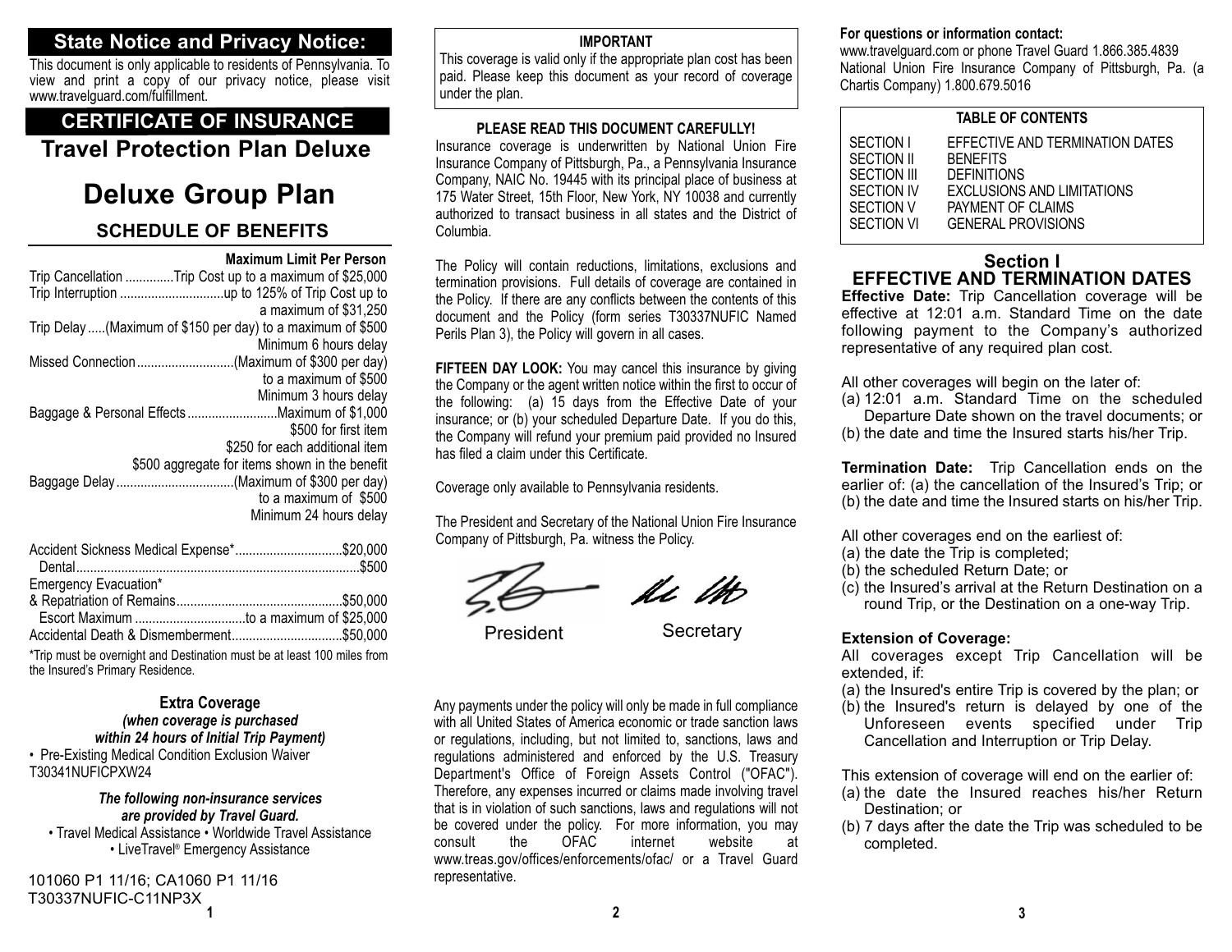## State Notice and Privacy Notice:

This document is only applicable to residents of Pennsylvania. To view and print a copy of our privacy notice, please visit www.travelguard.com/fulfillment.

## CERTIFICATE OF INSURANCE

## Travel Protection Plan Deluxe

# Deluxe Group Plan

## SCHEDULE OF BENEFITS

| | Maximum Limit Per Person |
|---|---|
| Trip Cancellation | Trip Cost up to a maximum of $25,000 |
| Trip Interruption | up to 125% of Trip Cost up to a maximum of $31,250 |
| Trip Delay | (Maximum of $150 per day) to a maximum of $500 Minimum 6 hours delay |
| Missed Connection | (Maximum of $300 per day) to a maximum of $500 Minimum 3 hours delay |
| Baggage & Personal Effects | Maximum of $1,000 $500 for first item $250 for each additional item $500 aggregate for items shown in the benefit |
| Baggage Delay | (Maximum of $300 per day) to a maximum of $500 Minimum 24 hours delay |
| Accident Sickness Medical Expense* | $20,000 |
| Dental | $500 |
| Emergency Evacuation* & Repatriation of Remains | $50,000 |
| Escort Maximum | to a maximum of $25,000 |
| Accidental Death & Dismemberment | $50,000 |

*Trip must be overnight and Destination must be at least 100 miles from the Insured's Primary Residence.

**Extra Coverage**
***(when coverage is purchased within 24 hours of Initial Trip Payment)***

- Pre-Existing Medical Condition Exclusion Waiver T30341NUFICPXW24

***The following non-insurance services are provided by Travel Guard.***

- Travel Medical Assistance • Worldwide Travel Assistance • LiveTravel® Emergency Assistance

101060 P1 11/16; CA1060 P1 11/16
T30337NUFIC-C11NP3X

**IMPORTANT**

This coverage is valid only if the appropriate plan cost has been paid. Please keep this document as your record of coverage under the plan.

**PLEASE READ THIS DOCUMENT CAREFULLY!**

Insurance coverage is underwritten by National Union Fire Insurance Company of Pittsburgh, Pa., a Pennsylvania Insurance Company, NAIC No. 19445 with its principal place of business at 175 Water Street, 15th Floor, New York, NY 10038 and currently authorized to transact business in all states and the District of Columbia.

The Policy will contain reductions, limitations, exclusions and termination provisions. Full details of coverage are contained in the Policy. If there are any conflicts between the contents of this document and the Policy (form series T30337NUFIC Named Perils Plan 3), the Policy will govern in all cases.

**FIFTEEN DAY LOOK:** You may cancel this insurance by giving the Company or the agent written notice within the first to occur of the following: (a) 15 days from the Effective Date of your insurance; or (b) your scheduled Departure Date. If you do this, the Company will refund your premium paid provided no Insured has filed a claim under this Certificate.

Coverage only available to Pennsylvania residents.

The President and Secretary of the National Union Fire Insurance Company of Pittsburgh, Pa. witness the Policy.

President Secretary

Any payments under the policy will only be made in full compliance with all United States of America economic or trade sanction laws or regulations, including, but not limited to, sanctions, laws and regulations administered and enforced by the U.S. Treasury Department's Office of Foreign Assets Control ("OFAC"). Therefore, any expenses incurred or claims made involving travel that is in violation of such sanctions, laws and regulations will not be covered under the policy. For more information, you may consult the OFAC internet website at www.treas.gov/offices/enforcements/ofac/ or a Travel Guard representative.

**For questions or information contact:**
www.travelguard.com or phone Travel Guard 1.866.385.4839
National Union Fire Insurance Company of Pittsburgh, Pa. (a Chartis Company) 1.800.679.5016

**TABLE OF CONTENTS**

| | |
|---|---|
| SECTION I | EFFECTIVE AND TERMINATION DATES |
| SECTION II | BENEFITS |
| SECTION III | DEFINITIONS |
| SECTION IV | EXCLUSIONS AND LIMITATIONS |
| SECTION V | PAYMENT OF CLAIMS |
| SECTION VI | GENERAL PROVISIONS |

## Section I
## EFFECTIVE AND TERMINATION DATES

**Effective Date:** Trip Cancellation coverage will be effective at 12:01 a.m. Standard Time on the date following payment to the Company's authorized representative of any required plan cost.

All other coverages will begin on the later of:
(a) 12:01 a.m. Standard Time on the scheduled Departure Date shown on the travel documents; or
(b) the date and time the Insured starts his/her Trip.

**Termination Date:** Trip Cancellation ends on the earlier of: (a) the cancellation of the Insured's Trip; or (b) the date and time the Insured starts on his/her Trip.

All other coverages end on the earliest of:
(a) the date the Trip is completed;
(b) the scheduled Return Date; or
(c) the Insured's arrival at the Return Destination on a round Trip, or the Destination on a one-way Trip.

**Extension of Coverage:**
All coverages except Trip Cancellation will be extended, if:
(a) the Insured's entire Trip is covered by the plan; or
(b) the Insured's return is delayed by one of the Unforeseen events specified under Trip Cancellation and Interruption or Trip Delay.

This extension of coverage will end on the earlier of:
(a) the date the Insured reaches his/her Return Destination; or
(b) 7 days after the date the Trip was scheduled to be completed.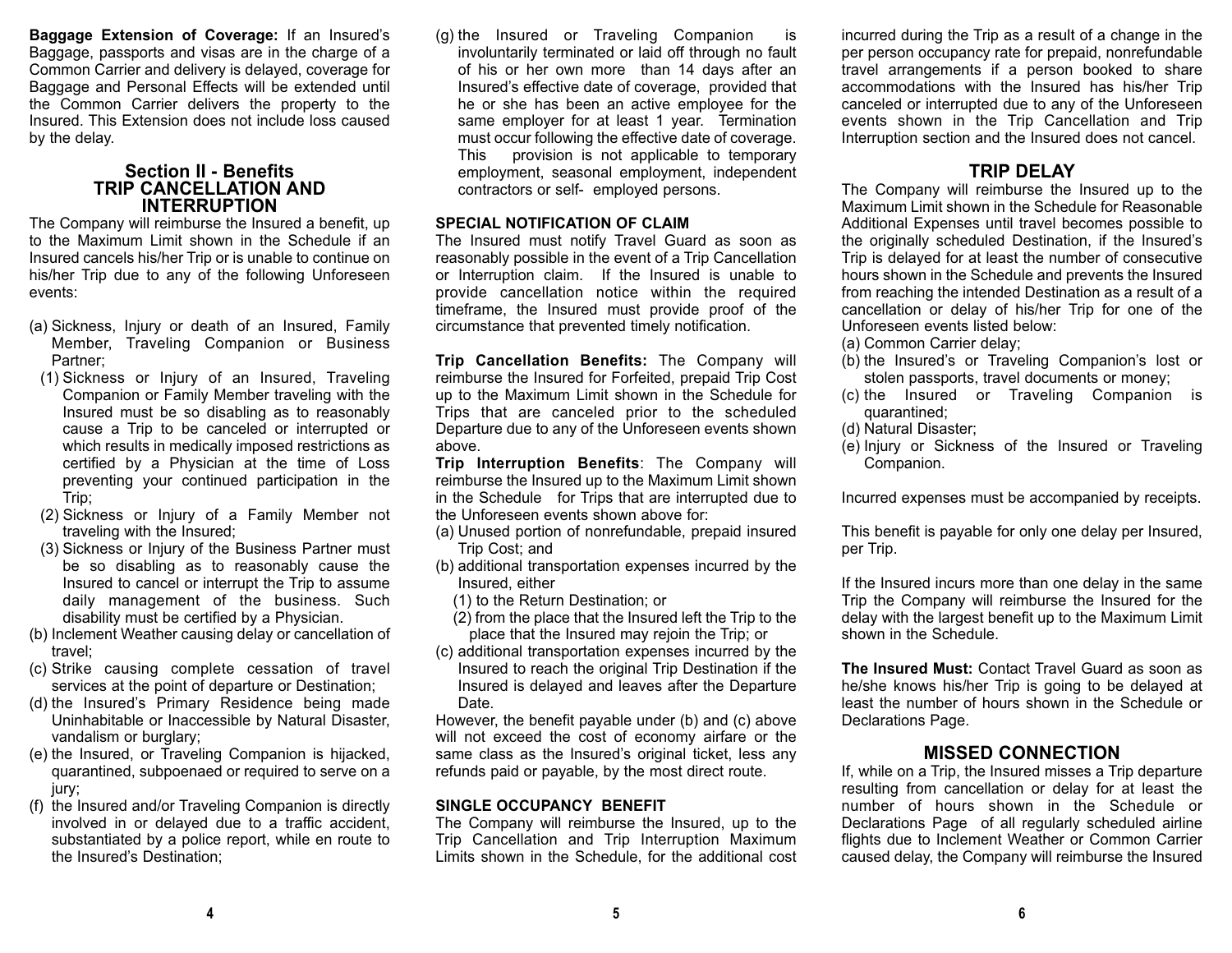**Baggage Extension of Coverage:** If an Insured's Baggage, passports and visas are in the charge of a Common Carrier and delivery is delayed, coverage for Baggage and Personal Effects will be extended until the Common Carrier delivers the property to the Insured. This Extension does not include loss caused by the delay.

## Section II - Benefits
## TRIP CANCELLATION AND INTERRUPTION

The Company will reimburse the Insured a benefit, up to the Maximum Limit shown in the Schedule if an Insured cancels his/her Trip or is unable to continue on his/her Trip due to any of the following Unforeseen events:

(a) Sickness, Injury or death of an Insured, Family Member, Traveling Companion or Business Partner;
  (1) Sickness or Injury of an Insured, Traveling Companion or Family Member traveling with the Insured must be so disabling as to reasonably cause a Trip to be canceled or interrupted or which results in medically imposed restrictions as certified by a Physician at the time of Loss preventing your continued participation in the Trip;
  (2) Sickness or Injury of a Family Member not traveling with the Insured;
  (3) Sickness or Injury of the Business Partner must be so disabling as to reasonably cause the Insured to cancel or interrupt the Trip to assume daily management of the business. Such disability must be certified by a Physician.
(b) Inclement Weather causing delay or cancellation of travel;
(c) Strike causing complete cessation of travel services at the point of departure or Destination;
(d) the Insured's Primary Residence being made Uninhabitable or Inaccessible by Natural Disaster, vandalism or burglary;
(e) the Insured, or Traveling Companion is hijacked, quarantined, subpoenaed or required to serve on a jury;
(f) the Insured and/or Traveling Companion is directly involved in or delayed due to a traffic accident, substantiated by a police report, while en route to the Insured's Destination;
(g) the Insured or Traveling Companion is involuntarily terminated or laid off through no fault of his or her own more than 14 days after an Insured's effective date of coverage, provided that he or she has been an active employee for the same employer for at least 1 year. Termination must occur following the effective date of coverage. This provision is not applicable to temporary employment, seasonal employment, independent contractors or self- employed persons.

### SPECIAL NOTIFICATION OF CLAIM

The Insured must notify Travel Guard as soon as reasonably possible in the event of a Trip Cancellation or Interruption claim. If the Insured is unable to provide cancellation notice within the required timeframe, the Insured must provide proof of the circumstance that prevented timely notification.

**Trip Cancellation Benefits:** The Company will reimburse the Insured for Forfeited, prepaid Trip Cost up to the Maximum Limit shown in the Schedule for Trips that are canceled prior to the scheduled Departure due to any of the Unforeseen events shown above.

**Trip Interruption Benefits**: The Company will reimburse the Insured up to the Maximum Limit shown in the Schedule for Trips that are interrupted due to the Unforeseen events shown above for:

(a) Unused portion of nonrefundable, prepaid insured Trip Cost; and
(b) additional transportation expenses incurred by the Insured, either
  (1) to the Return Destination; or
  (2) from the place that the Insured left the Trip to the place that the Insured may rejoin the Trip; or
(c) additional transportation expenses incurred by the Insured to reach the original Trip Destination if the Insured is delayed and leaves after the Departure Date.

However, the benefit payable under (b) and (c) above will not exceed the cost of economy airfare or the same class as the Insured's original ticket, less any refunds paid or payable, by the most direct route.

### SINGLE OCCUPANCY BENEFIT

The Company will reimburse the Insured, up to the Trip Cancellation and Trip Interruption Maximum Limits shown in the Schedule, for the additional cost incurred during the Trip as a result of a change in the per person occupancy rate for prepaid, nonrefundable travel arrangements if a person booked to share accommodations with the Insured has his/her Trip canceled or interrupted due to any of the Unforeseen events shown in the Trip Cancellation and Trip Interruption section and the Insured does not cancel.

## TRIP DELAY

The Company will reimburse the Insured up to the Maximum Limit shown in the Schedule for Reasonable Additional Expenses until travel becomes possible to the originally scheduled Destination, if the Insured's Trip is delayed for at least the number of consecutive hours shown in the Schedule and prevents the Insured from reaching the intended Destination as a result of a cancellation or delay of his/her Trip for one of the Unforeseen events listed below:

(a) Common Carrier delay;
(b) the Insured's or Traveling Companion's lost or stolen passports, travel documents or money;
(c) the Insured or Traveling Companion is quarantined;
(d) Natural Disaster;
(e) Injury or Sickness of the Insured or Traveling Companion.

Incurred expenses must be accompanied by receipts.

This benefit is payable for only one delay per Insured, per Trip.

If the Insured incurs more than one delay in the same Trip the Company will reimburse the Insured for the delay with the largest benefit up to the Maximum Limit shown in the Schedule.

**The Insured Must:** Contact Travel Guard as soon as he/she knows his/her Trip is going to be delayed at least the number of hours shown in the Schedule or Declarations Page.

## MISSED CONNECTION

If, while on a Trip, the Insured misses a Trip departure resulting from cancellation or delay for at least the number of hours shown in the Schedule or Declarations Page of all regularly scheduled airline flights due to Inclement Weather or Common Carrier caused delay, the Company will reimburse the Insured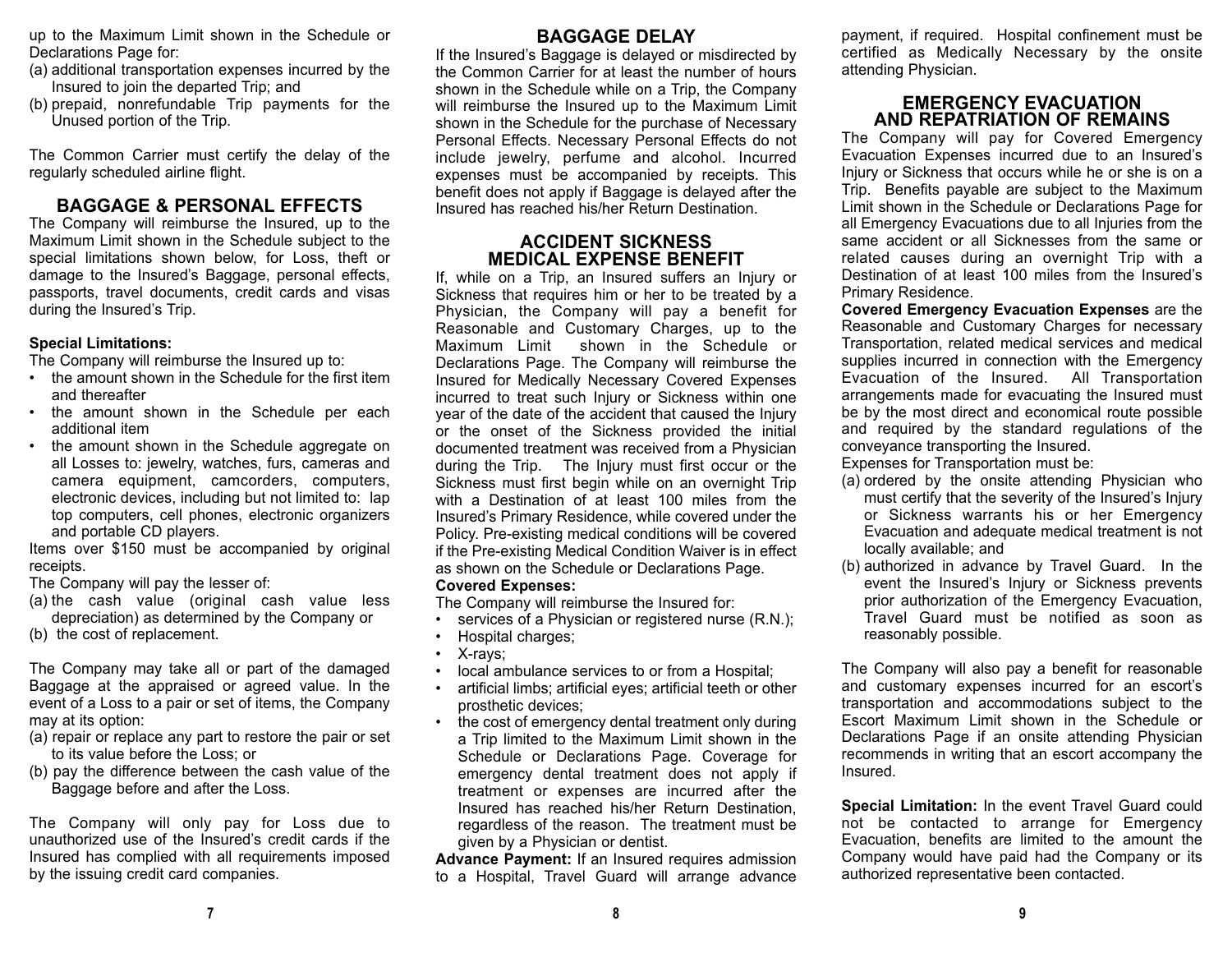up to the Maximum Limit shown in the Schedule or Declarations Page for:

(a) additional transportation expenses incurred by the Insured to join the departed Trip; and
(b) prepaid, nonrefundable Trip payments for the Unused portion of the Trip.

The Common Carrier must certify the delay of the regularly scheduled airline flight.

## BAGGAGE & PERSONAL EFFECTS

The Company will reimburse the Insured, up to the Maximum Limit shown in the Schedule subject to the special limitations shown below, for Loss, theft or damage to the Insured's Baggage, personal effects, passports, travel documents, credit cards and visas during the Insured's Trip.

**Special Limitations:**

The Company will reimburse the Insured up to:

- the amount shown in the Schedule for the first item and thereafter
- the amount shown in the Schedule per each additional item
- the amount shown in the Schedule aggregate on all Losses to: jewelry, watches, furs, cameras and camera equipment, camcorders, computers, electronic devices, including but not limited to: lap top computers, cell phones, electronic organizers and portable CD players.

Items over $150 must be accompanied by original receipts.

The Company will pay the lesser of:

(a) the cash value (original cash value less depreciation) as determined by the Company or
(b) the cost of replacement.

The Company may take all or part of the damaged Baggage at the appraised or agreed value. In the event of a Loss to a pair or set of items, the Company may at its option:

(a) repair or replace any part to restore the pair or set to its value before the Loss; or
(b) pay the difference between the cash value of the Baggage before and after the Loss.

The Company will only pay for Loss due to unauthorized use of the Insured's credit cards if the Insured has complied with all requirements imposed by the issuing credit card companies.

## BAGGAGE DELAY

If the Insured's Baggage is delayed or misdirected by the Common Carrier for at least the number of hours shown in the Schedule while on a Trip, the Company will reimburse the Insured up to the Maximum Limit shown in the Schedule for the purchase of Necessary Personal Effects. Necessary Personal Effects do not include jewelry, perfume and alcohol. Incurred expenses must be accompanied by receipts. This benefit does not apply if Baggage is delayed after the Insured has reached his/her Return Destination.

## ACCIDENT SICKNESS MEDICAL EXPENSE BENEFIT

If, while on a Trip, an Insured suffers an Injury or Sickness that requires him or her to be treated by a Physician, the Company will pay a benefit for Reasonable and Customary Charges, up to the Maximum Limit shown in the Schedule or Declarations Page. The Company will reimburse the Insured for Medically Necessary Covered Expenses incurred to treat such Injury or Sickness within one year of the date of the accident that caused the Injury or the onset of the Sickness provided the initial documented treatment was received from a Physician during the Trip. The Injury must first occur or the Sickness must first begin while on an overnight Trip with a Destination of at least 100 miles from the Insured's Primary Residence, while covered under the Policy. Pre-existing medical conditions will be covered if the Pre-existing Medical Condition Waiver is in effect as shown on the Schedule or Declarations Page.

**Covered Expenses:**

The Company will reimburse the Insured for:

- services of a Physician or registered nurse (R.N.);
- Hospital charges;
- X-rays;
- local ambulance services to or from a Hospital;
- artificial limbs; artificial eyes; artificial teeth or other prosthetic devices;
- the cost of emergency dental treatment only during a Trip limited to the Maximum Limit shown in the Schedule or Declarations Page. Coverage for emergency dental treatment does not apply if treatment or expenses are incurred after the Insured has reached his/her Return Destination, regardless of the reason. The treatment must be given by a Physician or dentist.

**Advance Payment:** If an Insured requires admission to a Hospital, Travel Guard will arrange advance payment, if required. Hospital confinement must be certified as Medically Necessary by the onsite attending Physician.

## EMERGENCY EVACUATION AND REPATRIATION OF REMAINS

The Company will pay for Covered Emergency Evacuation Expenses incurred due to an Insured's Injury or Sickness that occurs while he or she is on a Trip. Benefits payable are subject to the Maximum Limit shown in the Schedule or Declarations Page for all Emergency Evacuations due to all Injuries from the same accident or all Sicknesses from the same or related causes during an overnight Trip with a Destination of at least 100 miles from the Insured's Primary Residence.

**Covered Emergency Evacuation Expenses** are the Reasonable and Customary Charges for necessary Transportation, related medical services and medical supplies incurred in connection with the Emergency Evacuation of the Insured. All Transportation arrangements made for evacuating the Insured must be by the most direct and economical route possible and required by the standard regulations of the conveyance transporting the Insured.

Expenses for Transportation must be:

(a) ordered by the onsite attending Physician who must certify that the severity of the Insured's Injury or Sickness warrants his or her Emergency Evacuation and adequate medical treatment is not locally available; and
(b) authorized in advance by Travel Guard. In the event the Insured's Injury or Sickness prevents prior authorization of the Emergency Evacuation, Travel Guard must be notified as soon as reasonably possible.

The Company will also pay a benefit for reasonable and customary expenses incurred for an escort's transportation and accommodations subject to the Escort Maximum Limit shown in the Schedule or Declarations Page if an onsite attending Physician recommends in writing that an escort accompany the Insured.

**Special Limitation:** In the event Travel Guard could not be contacted to arrange for Emergency Evacuation, benefits are limited to the amount the Company would have paid had the Company or its authorized representative been contacted.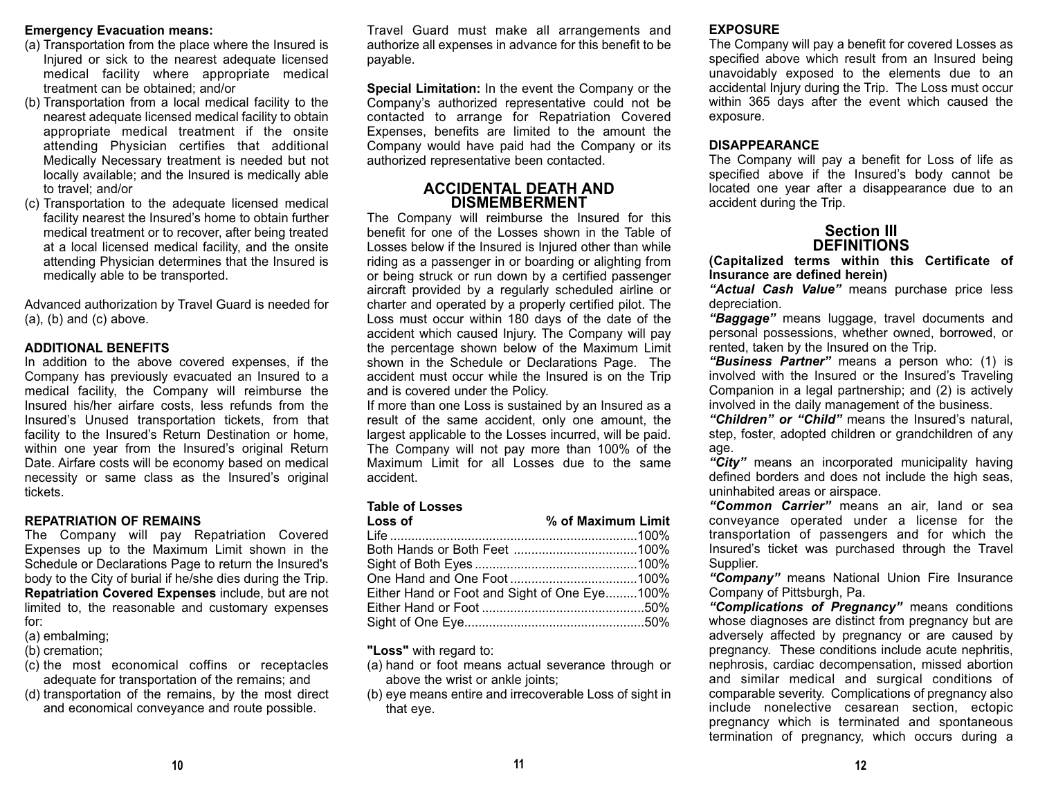**Emergency Evacuation means:**

(a) Transportation from the place where the Insured is Injured or sick to the nearest adequate licensed medical facility where appropriate medical treatment can be obtained; and/or

(b) Transportation from a local medical facility to the nearest adequate licensed medical facility to obtain appropriate medical treatment if the onsite attending Physician certifies that additional Medically Necessary treatment is needed but not locally available; and the Insured is medically able to travel; and/or

(c) Transportation to the adequate licensed medical facility nearest the Insured's home to obtain further medical treatment or to recover, after being treated at a local licensed medical facility, and the onsite attending Physician determines that the Insured is medically able to be transported.

Advanced authorization by Travel Guard is needed for (a), (b) and (c) above.

**ADDITIONAL BENEFITS**

In addition to the above covered expenses, if the Company has previously evacuated an Insured to a medical facility, the Company will reimburse the Insured his/her airfare costs, less refunds from the Insured's Unused transportation tickets, from that facility to the Insured's Return Destination or home, within one year from the Insured's original Return Date. Airfare costs will be economy based on medical necessity or same class as the Insured's original tickets.

**REPATRIATION OF REMAINS**

The Company will pay Repatriation Covered Expenses up to the Maximum Limit shown in the Schedule or Declarations Page to return the Insured's body to the City of burial if he/she dies during the Trip. **Repatriation Covered Expenses** include, but are not limited to, the reasonable and customary expenses for:

(a) embalming;

(b) cremation;

(c) the most economical coffins or receptacles adequate for transportation of the remains; and

(d) transportation of the remains, by the most direct and economical conveyance and route possible.

Travel Guard must make all arrangements and authorize all expenses in advance for this benefit to be payable.

**Special Limitation:** In the event the Company or the Company's authorized representative could not be contacted to arrange for Repatriation Covered Expenses, benefits are limited to the amount the Company would have paid had the Company or its authorized representative been contacted.

## ACCIDENTAL DEATH AND DISMEMBERMENT

The Company will reimburse the Insured for this benefit for one of the Losses shown in the Table of Losses below if the Insured is Injured other than while riding as a passenger in or boarding or alighting from or being struck or run down by a certified passenger aircraft provided by a regularly scheduled airline or charter and operated by a properly certified pilot. The Loss must occur within 180 days of the date of the accident which caused Injury. The Company will pay the percentage shown below of the Maximum Limit shown in the Schedule or Declarations Page. The accident must occur while the Insured is on the Trip and is covered under the Policy.

If more than one Loss is sustained by an Insured as a result of the same accident, only one amount, the largest applicable to the Losses incurred, will be paid. The Company will not pay more than 100% of the Maximum Limit for all Losses due to the same accident.

**Table of Losses**

| Loss of | % of Maximum Limit |
|---|---|
| Life | 100% |
| Both Hands or Both Feet | 100% |
| Sight of Both Eyes | 100% |
| One Hand and One Foot | 100% |
| Either Hand or Foot and Sight of One Eye | 100% |
| Either Hand or Foot | 50% |
| Sight of One Eye | 50% |

**"Loss"** with regard to:

(a) hand or foot means actual severance through or above the wrist or ankle joints;

(b) eye means entire and irrecoverable Loss of sight in that eye.

**EXPOSURE**

The Company will pay a benefit for covered Losses as specified above which result from an Insured being unavoidably exposed to the elements due to an accidental Injury during the Trip. The Loss must occur within 365 days after the event which caused the exposure.

**DISAPPEARANCE**

The Company will pay a benefit for Loss of life as specified above if the Insured's body cannot be located one year after a disappearance due to an accident during the Trip.

## Section III DEFINITIONS

**(Capitalized terms within this Certificate of Insurance are defined herein)**

***"Actual Cash Value"*** means purchase price less depreciation.

***"Baggage"*** means luggage, travel documents and personal possessions, whether owned, borrowed, or rented, taken by the Insured on the Trip.

***"Business Partner"*** means a person who: (1) is involved with the Insured or the Insured's Traveling Companion in a legal partnership; and (2) is actively involved in the daily management of the business.

***"Children" or "Child"*** means the Insured's natural, step, foster, adopted children or grandchildren of any age.

***"City"*** means an incorporated municipality having defined borders and does not include the high seas, uninhabited areas or airspace.

***"Common Carrier"*** means an air, land or sea conveyance operated under a license for the transportation of passengers and for which the Insured's ticket was purchased through the Travel Supplier.

***"Company"*** means National Union Fire Insurance Company of Pittsburgh, Pa.

***"Complications of Pregnancy"*** means conditions whose diagnoses are distinct from pregnancy but are adversely affected by pregnancy or are caused by pregnancy. These conditions include acute nephritis, nephrosis, cardiac decompensation, missed abortion and similar medical and surgical conditions of comparable severity. Complications of pregnancy also include nonelective cesarean section, ectopic pregnancy which is terminated and spontaneous termination of pregnancy, which occurs during a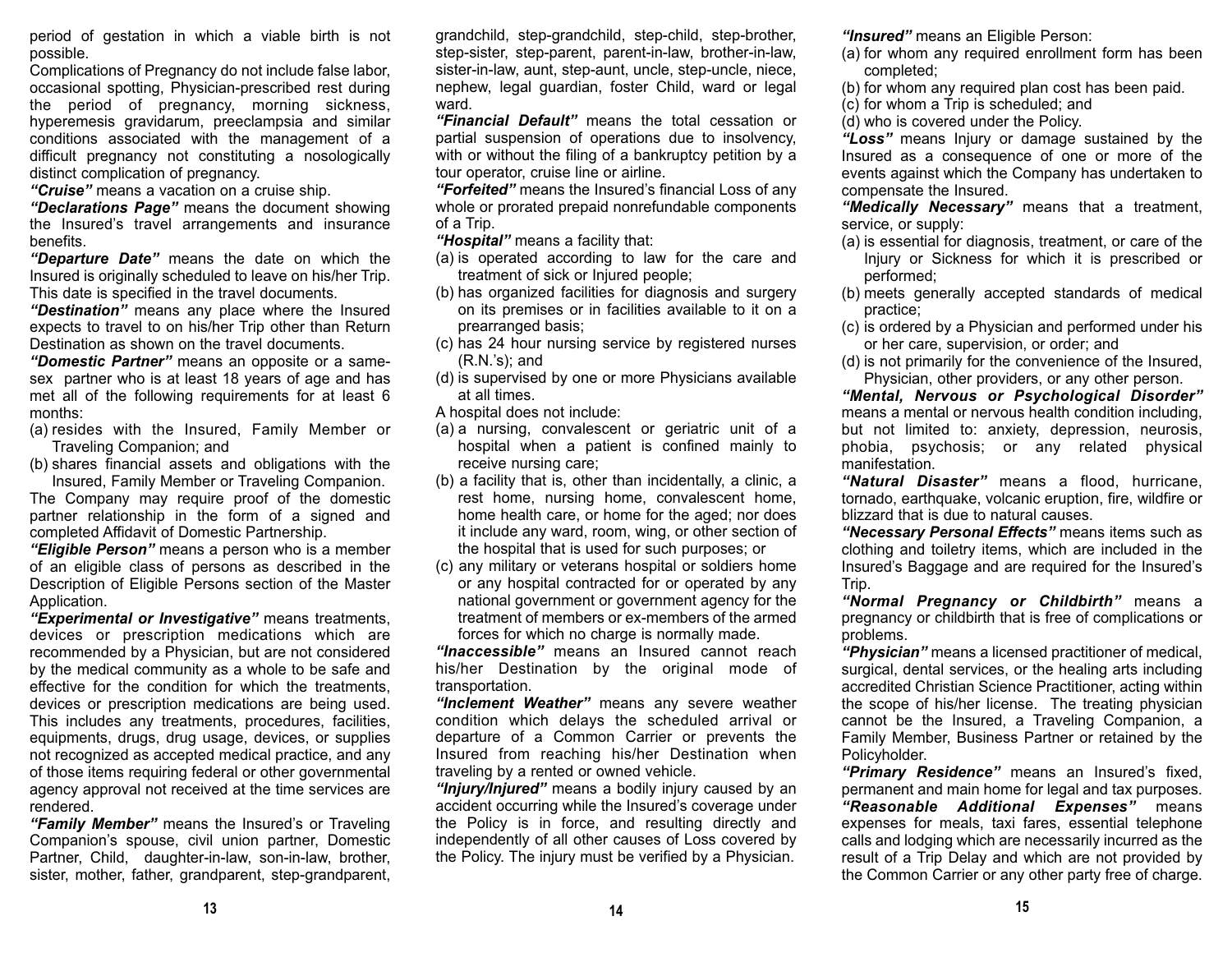period of gestation in which a viable birth is not possible.

Complications of Pregnancy do not include false labor, occasional spotting, Physician-prescribed rest during the period of pregnancy, morning sickness, hyperemesis gravidarum, preeclampsia and similar conditions associated with the management of a difficult pregnancy not constituting a nosologically distinct complication of pregnancy.

***"Cruise"*** means a vacation on a cruise ship.

***"Declarations Page"*** means the document showing the Insured's travel arrangements and insurance benefits.

***"Departure Date"*** means the date on which the Insured is originally scheduled to leave on his/her Trip. This date is specified in the travel documents.

***"Destination"*** means any place where the Insured expects to travel to on his/her Trip other than Return Destination as shown on the travel documents.

***"Domestic Partner"*** means an opposite or a same-sex partner who is at least 18 years of age and has met all of the following requirements for at least 6 months:

(a) resides with the Insured, Family Member or Traveling Companion; and
(b) shares financial assets and obligations with the Insured, Family Member or Traveling Companion.

The Company may require proof of the domestic partner relationship in the form of a signed and completed Affidavit of Domestic Partnership.

***"Eligible Person"*** means a person who is a member of an eligible class of persons as described in the Description of Eligible Persons section of the Master Application.

***"Experimental or Investigative"*** means treatments, devices or prescription medications which are recommended by a Physician, but are not considered by the medical community as a whole to be safe and effective for the condition for which the treatments, devices or prescription medications are being used. This includes any treatments, procedures, facilities, equipments, drugs, drug usage, devices, or supplies not recognized as accepted medical practice, and any of those items requiring federal or other governmental agency approval not received at the time services are rendered.

***"Family Member"*** means the Insured's or Traveling Companion's spouse, civil union partner, Domestic Partner, Child, daughter-in-law, son-in-law, brother, sister, mother, father, grandparent, step-grandparent, grandchild, step-grandchild, step-child, step-brother, step-sister, step-parent, parent-in-law, brother-in-law, sister-in-law, aunt, step-aunt, uncle, step-uncle, niece, nephew, legal guardian, foster Child, ward or legal ward.

***"Financial Default"*** means the total cessation or partial suspension of operations due to insolvency, with or without the filing of a bankruptcy petition by a tour operator, cruise line or airline.

***"Forfeited"*** means the Insured's financial Loss of any whole or prorated prepaid nonrefundable components of a Trip.

***"Hospital"*** means a facility that:

(a) is operated according to law for the care and treatment of sick or Injured people;
(b) has organized facilities for diagnosis and surgery on its premises or in facilities available to it on a prearranged basis;
(c) has 24 hour nursing service by registered nurses (R.N.'s); and
(d) is supervised by one or more Physicians available at all times.

A hospital does not include:

(a) a nursing, convalescent or geriatric unit of a hospital when a patient is confined mainly to receive nursing care;
(b) a facility that is, other than incidentally, a clinic, a rest home, nursing home, convalescent home, home health care, or home for the aged; nor does it include any ward, room, wing, or other section of the hospital that is used for such purposes; or
(c) any military or veterans hospital or soldiers home or any hospital contracted for or operated by any national government or government agency for the treatment of members or ex-members of the armed forces for which no charge is normally made.

***"Inaccessible"*** means an Insured cannot reach his/her Destination by the original mode of transportation.

***"Inclement Weather"*** means any severe weather condition which delays the scheduled arrival or departure of a Common Carrier or prevents the Insured from reaching his/her Destination when traveling by a rented or owned vehicle.

***"Injury/Injured"*** means a bodily injury caused by an accident occurring while the Insured's coverage under the Policy is in force, and resulting directly and independently of all other causes of Loss covered by the Policy. The injury must be verified by a Physician.

***"Insured"*** means an Eligible Person:

(a) for whom any required enrollment form has been completed;
(b) for whom any required plan cost has been paid.
(c) for whom a Trip is scheduled; and
(d) who is covered under the Policy.

***"Loss"*** means Injury or damage sustained by the Insured as a consequence of one or more of the events against which the Company has undertaken to compensate the Insured.

***"Medically Necessary"*** means that a treatment, service, or supply:

(a) is essential for diagnosis, treatment, or care of the Injury or Sickness for which it is prescribed or performed;
(b) meets generally accepted standards of medical practice;
(c) is ordered by a Physician and performed under his or her care, supervision, or order; and
(d) is not primarily for the convenience of the Insured, Physician, other providers, or any other person.

***"Mental, Nervous or Psychological Disorder"*** means a mental or nervous health condition including, but not limited to: anxiety, depression, neurosis, phobia, psychosis; or any related physical manifestation.

***"Natural Disaster"*** means a flood, hurricane, tornado, earthquake, volcanic eruption, fire, wildfire or blizzard that is due to natural causes.

***"Necessary Personal Effects"*** means items such as clothing and toiletry items, which are included in the Insured's Baggage and are required for the Insured's Trip.

***"Normal Pregnancy or Childbirth"*** means a pregnancy or childbirth that is free of complications or problems.

***"Physician"*** means a licensed practitioner of medical, surgical, dental services, or the healing arts including accredited Christian Science Practitioner, acting within the scope of his/her license. The treating physician cannot be the Insured, a Traveling Companion, a Family Member, Business Partner or retained by the Policyholder.

***"Primary Residence"*** means an Insured's fixed, permanent and main home for legal and tax purposes.

***"Reasonable Additional Expenses"*** means expenses for meals, taxi fares, essential telephone calls and lodging which are necessarily incurred as the result of a Trip Delay and which are not provided by the Common Carrier or any other party free of charge.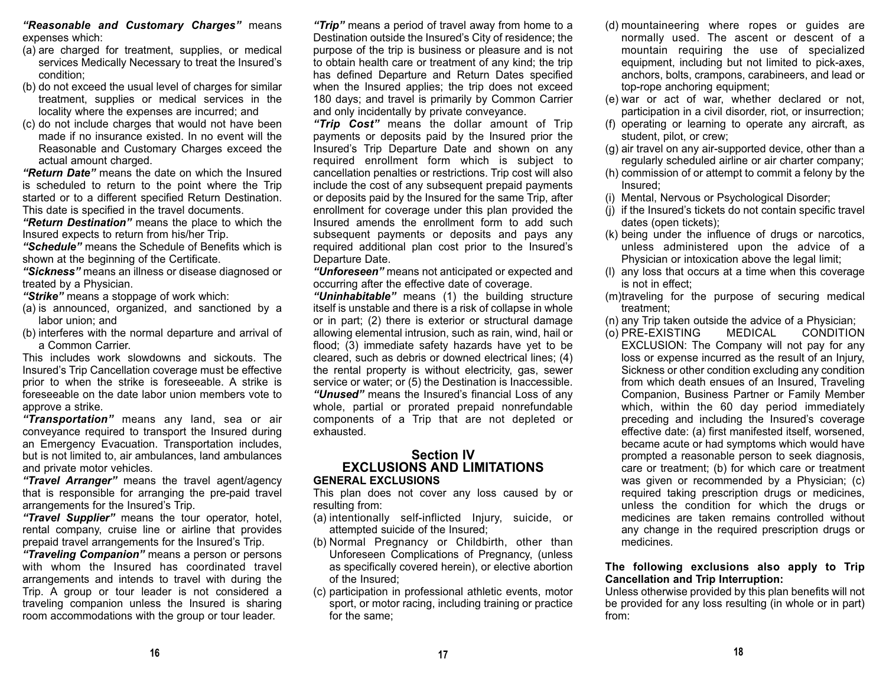***"Reasonable and Customary Charges"*** means expenses which:

(a) are charged for treatment, supplies, or medical services Medically Necessary to treat the Insured's condition;
(b) do not exceed the usual level of charges for similar treatment, supplies or medical services in the locality where the expenses are incurred; and
(c) do not include charges that would not have been made if no insurance existed. In no event will the Reasonable and Customary Charges exceed the actual amount charged.

***"Return Date"*** means the date on which the Insured is scheduled to return to the point where the Trip started or to a different specified Return Destination. This date is specified in the travel documents.

***"Return Destination"*** means the place to which the Insured expects to return from his/her Trip.

***"Schedule"*** means the Schedule of Benefits which is shown at the beginning of the Certificate.

***"Sickness"*** means an illness or disease diagnosed or treated by a Physician.

***"Strike"*** means a stoppage of work which:

(a) is announced, organized, and sanctioned by a labor union; and
(b) interferes with the normal departure and arrival of a Common Carrier.

This includes work slowdowns and sickouts. The Insured's Trip Cancellation coverage must be effective prior to when the strike is foreseeable. A strike is foreseeable on the date labor union members vote to approve a strike.

***"Transportation"*** means any land, sea or air conveyance required to transport the Insured during an Emergency Evacuation. Transportation includes, but is not limited to, air ambulances, land ambulances and private motor vehicles.

***"Travel Arranger"*** means the travel agent/agency that is responsible for arranging the pre-paid travel arrangements for the Insured's Trip.

***"Travel Supplier"*** means the tour operator, hotel, rental company, cruise line or airline that provides prepaid travel arrangements for the Insured's Trip.

***"Traveling Companion"*** means a person or persons with whom the Insured has coordinated travel arrangements and intends to travel with during the Trip. A group or tour leader is not considered a traveling companion unless the Insured is sharing room accommodations with the group or tour leader.

***"Trip"*** means a period of travel away from home to a Destination outside the Insured's City of residence; the purpose of the trip is business or pleasure and is not to obtain health care or treatment of any kind; the trip has defined Departure and Return Dates specified when the Insured applies; the trip does not exceed 180 days; and travel is primarily by Common Carrier and only incidentally by private conveyance.

***"Trip Cost"*** means the dollar amount of Trip payments or deposits paid by the Insured prior the Insured's Trip Departure Date and shown on any required enrollment form which is subject to cancellation penalties or restrictions. Trip cost will also include the cost of any subsequent prepaid payments or deposits paid by the Insured for the same Trip, after enrollment for coverage under this plan provided the Insured amends the enrollment form to add such subsequent payments or deposits and pays any required additional plan cost prior to the Insured's Departure Date.

***"Unforeseen"*** means not anticipated or expected and occurring after the effective date of coverage.

***"Uninhabitable"*** means (1) the building structure itself is unstable and there is a risk of collapse in whole or in part; (2) there is exterior or structural damage allowing elemental intrusion, such as rain, wind, hail or flood; (3) immediate safety hazards have yet to be cleared, such as debris or downed electrical lines; (4) the rental property is without electricity, gas, sewer service or water; or (5) the Destination is Inaccessible.

***"Unused"*** means the Insured's financial Loss of any whole, partial or prorated prepaid nonrefundable components of a Trip that are not depleted or exhausted.

## Section IV
## EXCLUSIONS AND LIMITATIONS

**GENERAL EXCLUSIONS**

This plan does not cover any loss caused by or resulting from:

(a) intentionally self-inflicted Injury, suicide, or attempted suicide of the Insured;
(b) Normal Pregnancy or Childbirth, other than Unforeseen Complications of Pregnancy, (unless as specifically covered herein), or elective abortion of the Insured;
(c) participation in professional athletic events, motor sport, or motor racing, including training or practice for the same;
(d) mountaineering where ropes or guides are normally used. The ascent or descent of a mountain requiring the use of specialized equipment, including but not limited to pick-axes, anchors, bolts, crampons, carabineers, and lead or top-rope anchoring equipment;
(e) war or act of war, whether declared or not, participation in a civil disorder, riot, or insurrection;
(f) operating or learning to operate any aircraft, as student, pilot, or crew;
(g) air travel on any air-supported device, other than a regularly scheduled airline or air charter company;
(h) commission of or attempt to commit a felony by the Insured;
(i) Mental, Nervous or Psychological Disorder;
(j) if the Insured's tickets do not contain specific travel dates (open tickets);
(k) being under the influence of drugs or narcotics, unless administered upon the advice of a Physician or intoxication above the legal limit;
(l) any loss that occurs at a time when this coverage is not in effect;
(m) traveling for the purpose of securing medical treatment;
(n) any Trip taken outside the advice of a Physician;
(o) PRE-EXISTING MEDICAL CONDITION EXCLUSION: The Company will not pay for any loss or expense incurred as the result of an Injury, Sickness or other condition excluding any condition from which death ensues of an Insured, Traveling Companion, Business Partner or Family Member which, within the 60 day period immediately preceding and including the Insured's coverage effective date: (a) first manifested itself, worsened, became acute or had symptoms which would have prompted a reasonable person to seek diagnosis, care or treatment; (b) for which care or treatment was given or recommended by a Physician; (c) required taking prescription drugs or medicines, unless the condition for which the drugs or medicines are taken remains controlled without any change in the required prescription drugs or medicines.

**The following exclusions also apply to Trip Cancellation and Trip Interruption:**

Unless otherwise provided by this plan benefits will not be provided for any loss resulting (in whole or in part) from: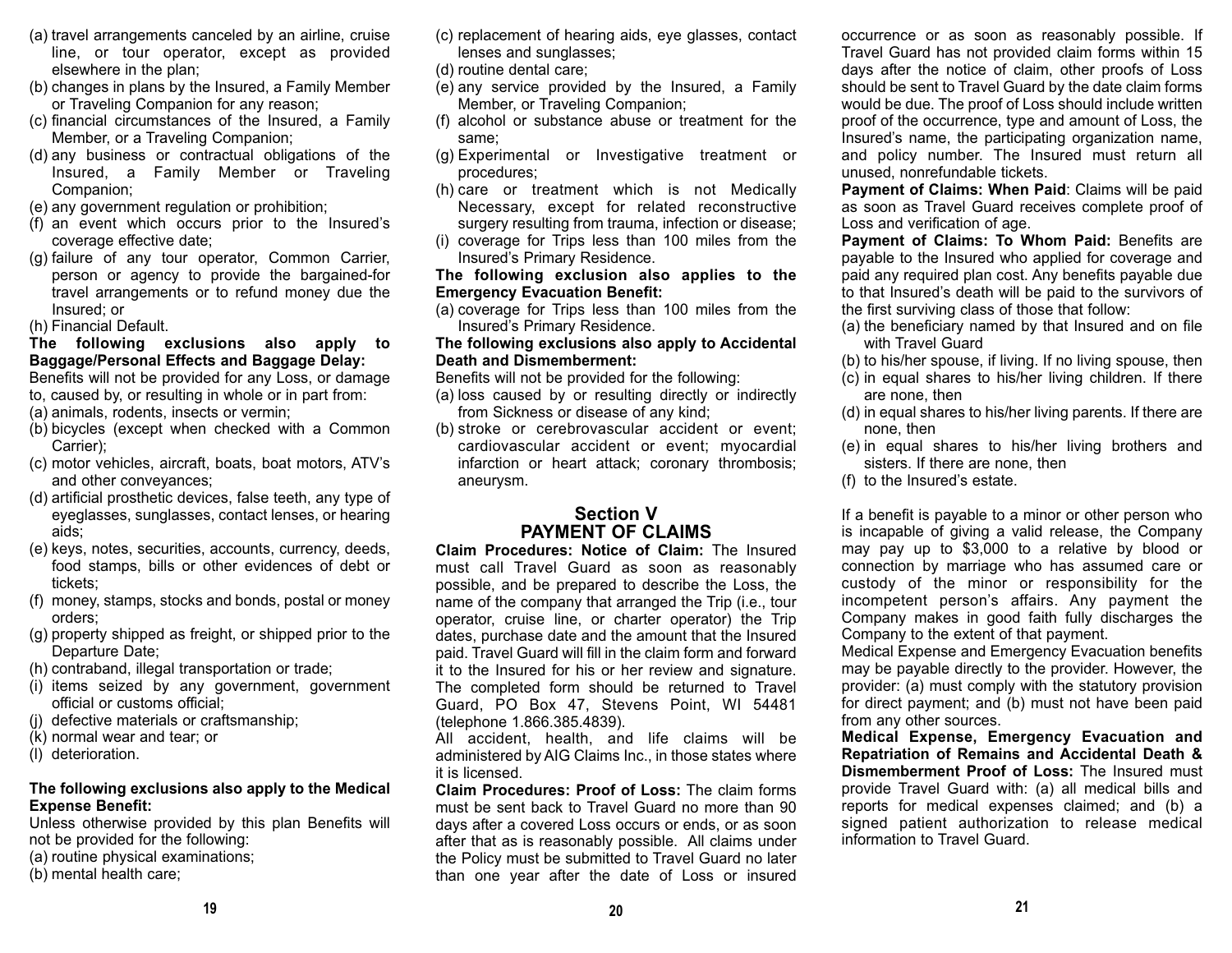(a) travel arrangements canceled by an airline, cruise line, or tour operator, except as provided elsewhere in the plan;
(b) changes in plans by the Insured, a Family Member or Traveling Companion for any reason;
(c) financial circumstances of the Insured, a Family Member, or a Traveling Companion;
(d) any business or contractual obligations of the Insured, a Family Member or Traveling Companion;
(e) any government regulation or prohibition;
(f) an event which occurs prior to the Insured's coverage effective date;
(g) failure of any tour operator, Common Carrier, person or agency to provide the bargained-for travel arrangements or to refund money due the Insured; or
(h) Financial Default.

**The following exclusions also apply to Baggage/Personal Effects and Baggage Delay:**

Benefits will not be provided for any Loss, or damage to, caused by, or resulting in whole or in part from:

(a) animals, rodents, insects or vermin;
(b) bicycles (except when checked with a Common Carrier);
(c) motor vehicles, aircraft, boats, boat motors, ATV's and other conveyances;
(d) artificial prosthetic devices, false teeth, any type of eyeglasses, sunglasses, contact lenses, or hearing aids;
(e) keys, notes, securities, accounts, currency, deeds, food stamps, bills or other evidences of debt or tickets;
(f) money, stamps, stocks and bonds, postal or money orders;
(g) property shipped as freight, or shipped prior to the Departure Date;
(h) contraband, illegal transportation or trade;
(i) items seized by any government, government official or customs official;
(j) defective materials or craftsmanship;
(k) normal wear and tear; or
(l) deterioration.

**The following exclusions also apply to the Medical Expense Benefit:**

Unless otherwise provided by this plan Benefits will not be provided for the following:

(a) routine physical examinations;
(b) mental health care;
(c) replacement of hearing aids, eye glasses, contact lenses and sunglasses;
(d) routine dental care;
(e) any service provided by the Insured, a Family Member, or Traveling Companion;
(f) alcohol or substance abuse or treatment for the same;
(g) Experimental or Investigative treatment or procedures;
(h) care or treatment which is not Medically Necessary, except for related reconstructive surgery resulting from trauma, infection or disease;
(i) coverage for Trips less than 100 miles from the Insured's Primary Residence.

**The following exclusion also applies to the Emergency Evacuation Benefit:**

(a) coverage for Trips less than 100 miles from the Insured's Primary Residence.

**The following exclusions also apply to Accidental Death and Dismemberment:**

Benefits will not be provided for the following:

(a) loss caused by or resulting directly or indirectly from Sickness or disease of any kind;
(b) stroke or cerebrovascular accident or event; cardiovascular accident or event; myocardial infarction or heart attack; coronary thrombosis; aneurysm.

## Section V
## PAYMENT OF CLAIMS

**Claim Procedures: Notice of Claim:** The Insured must call Travel Guard as soon as reasonably possible, and be prepared to describe the Loss, the name of the company that arranged the Trip (i.e., tour operator, cruise line, or charter operator) the Trip dates, purchase date and the amount that the Insured paid. Travel Guard will fill in the claim form and forward it to the Insured for his or her review and signature. The completed form should be returned to Travel Guard, PO Box 47, Stevens Point, WI 54481 (telephone 1.866.385.4839).

All accident, health, and life claims will be administered by AIG Claims Inc., in those states where it is licensed.

**Claim Procedures: Proof of Loss:** The claim forms must be sent back to Travel Guard no more than 90 days after a covered Loss occurs or ends, or as soon after that as is reasonably possible. All claims under the Policy must be submitted to Travel Guard no later than one year after the date of Loss or insured occurrence or as soon as reasonably possible. If Travel Guard has not provided claim forms within 15 days after the notice of claim, other proofs of Loss should be sent to Travel Guard by the date claim forms would be due. The proof of Loss should include written proof of the occurrence, type and amount of Loss, the Insured's name, the participating organization name, and policy number. The Insured must return all unused, nonrefundable tickets.

**Payment of Claims: When Paid**: Claims will be paid as soon as Travel Guard receives complete proof of Loss and verification of age.

**Payment of Claims: To Whom Paid:** Benefits are payable to the Insured who applied for coverage and paid any required plan cost. Any benefits payable due to that Insured's death will be paid to the survivors of the first surviving class of those that follow:

(a) the beneficiary named by that Insured and on file with Travel Guard
(b) to his/her spouse, if living. If no living spouse, then
(c) in equal shares to his/her living children. If there are none, then
(d) in equal shares to his/her living parents. If there are none, then
(e) in equal shares to his/her living brothers and sisters. If there are none, then
(f) to the Insured's estate.

If a benefit is payable to a minor or other person who is incapable of giving a valid release, the Company may pay up to $3,000 to a relative by blood or connection by marriage who has assumed care or custody of the minor or responsibility for the incompetent person's affairs. Any payment the Company makes in good faith fully discharges the Company to the extent of that payment.

Medical Expense and Emergency Evacuation benefits may be payable directly to the provider. However, the provider: (a) must comply with the statutory provision for direct payment; and (b) must not have been paid from any other sources.

**Medical Expense, Emergency Evacuation and Repatriation of Remains and Accidental Death & Dismemberment Proof of Loss:** The Insured must provide Travel Guard with: (a) all medical bills and reports for medical expenses claimed; and (b) a signed patient authorization to release medical information to Travel Guard.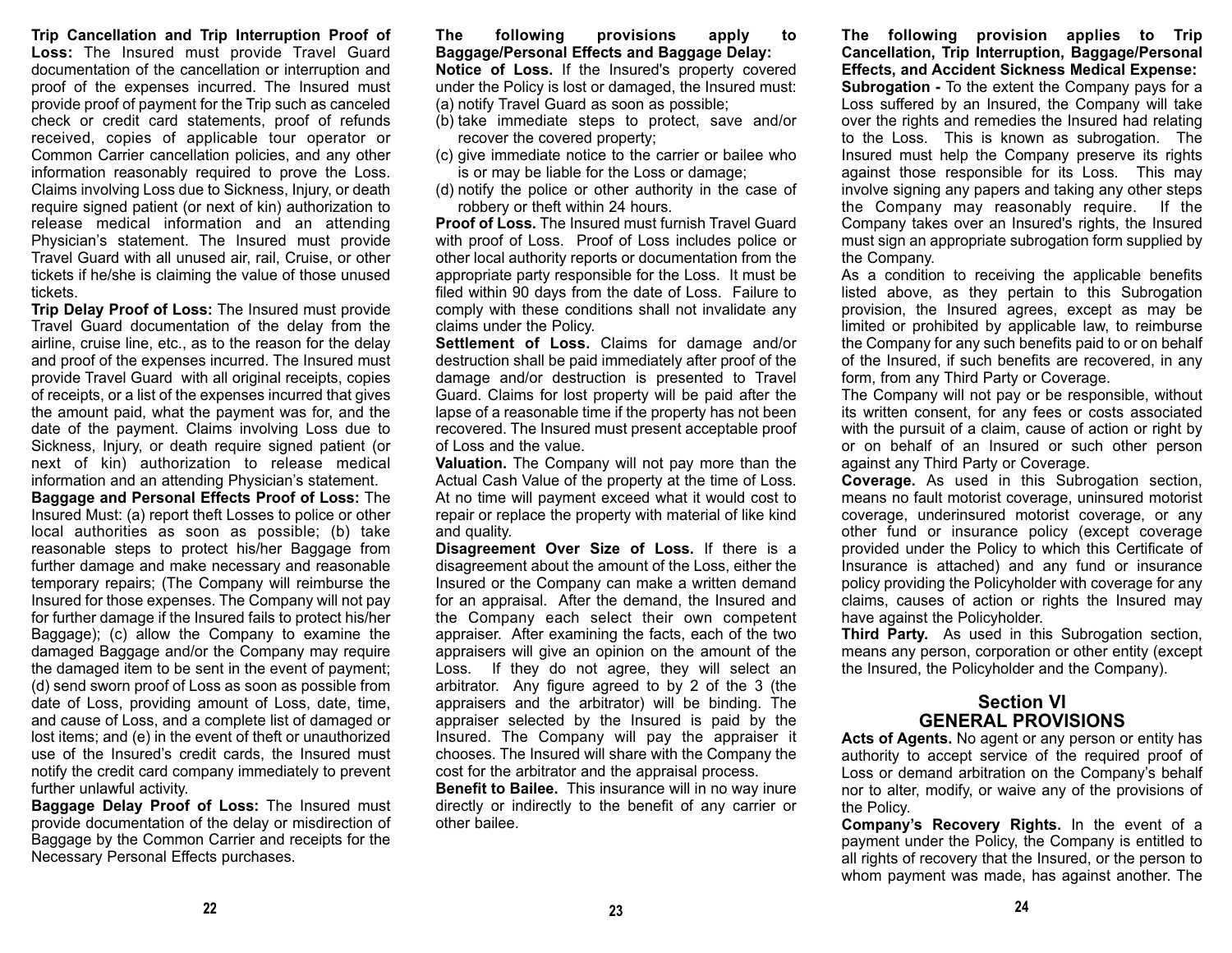**Trip Cancellation and Trip Interruption Proof of Loss:** The Insured must provide Travel Guard documentation of the cancellation or interruption and proof of the expenses incurred. The Insured must provide proof of payment for the Trip such as canceled check or credit card statements, proof of refunds received, copies of applicable tour operator or Common Carrier cancellation policies, and any other information reasonably required to prove the Loss. Claims involving Loss due to Sickness, Injury, or death require signed patient (or next of kin) authorization to release medical information and an attending Physician's statement. The Insured must provide Travel Guard with all unused air, rail, Cruise, or other tickets if he/she is claiming the value of those unused tickets.

**Trip Delay Proof of Loss:** The Insured must provide Travel Guard documentation of the delay from the airline, cruise line, etc., as to the reason for the delay and proof of the expenses incurred. The Insured must provide Travel Guard with all original receipts, copies of receipts, or a list of the expenses incurred that gives the amount paid, what the payment was for, and the date of the payment. Claims involving Loss due to Sickness, Injury, or death require signed patient (or next of kin) authorization to release medical information and an attending Physician's statement.

**Baggage and Personal Effects Proof of Loss:** The Insured Must: (a) report theft Losses to police or other local authorities as soon as possible; (b) take reasonable steps to protect his/her Baggage from further damage and make necessary and reasonable temporary repairs; (The Company will reimburse the Insured for those expenses. The Company will not pay for further damage if the Insured fails to protect his/her Baggage); (c) allow the Company to examine the damaged Baggage and/or the Company may require the damaged item to be sent in the event of payment; (d) send sworn proof of Loss as soon as possible from date of Loss, providing amount of Loss, date, time, and cause of Loss, and a complete list of damaged or lost items; and (e) in the event of theft or unauthorized use of the Insured's credit cards, the Insured must notify the credit card company immediately to prevent further unlawful activity.

**Baggage Delay Proof of Loss:** The Insured must provide documentation of the delay or misdirection of Baggage by the Common Carrier and receipts for the Necessary Personal Effects purchases.

**The following provisions apply to Baggage/Personal Effects and Baggage Delay:**

**Notice of Loss.** If the Insured's property covered under the Policy is lost or damaged, the Insured must:

(a) notify Travel Guard as soon as possible;
(b) take immediate steps to protect, save and/or recover the covered property;
(c) give immediate notice to the carrier or bailee who is or may be liable for the Loss or damage;
(d) notify the police or other authority in the case of robbery or theft within 24 hours.

**Proof of Loss.** The Insured must furnish Travel Guard with proof of Loss. Proof of Loss includes police or other local authority reports or documentation from the appropriate party responsible for the Loss. It must be filed within 90 days from the date of Loss. Failure to comply with these conditions shall not invalidate any claims under the Policy.

**Settlement of Loss.** Claims for damage and/or destruction shall be paid immediately after proof of the damage and/or destruction is presented to Travel Guard. Claims for lost property will be paid after the lapse of a reasonable time if the property has not been recovered. The Insured must present acceptable proof of Loss and the value.

**Valuation.** The Company will not pay more than the Actual Cash Value of the property at the time of Loss. At no time will payment exceed what it would cost to repair or replace the property with material of like kind and quality.

**Disagreement Over Size of Loss.** If there is a disagreement about the amount of the Loss, either the Insured or the Company can make a written demand for an appraisal. After the demand, the Insured and the Company each select their own competent appraiser. After examining the facts, each of the two appraisers will give an opinion on the amount of the Loss. If they do not agree, they will select an arbitrator. Any figure agreed to by 2 of the 3 (the appraisers and the arbitrator) will be binding. The appraiser selected by the Insured is paid by the Insured. The Company will pay the appraiser it chooses. The Insured will share with the Company the cost for the arbitrator and the appraisal process.

**Benefit to Bailee.** This insurance will in no way inure directly or indirectly to the benefit of any carrier or other bailee.

**The following provision applies to Trip Cancellation, Trip Interruption, Baggage/Personal Effects, and Accident Sickness Medical Expense:**

**Subrogation -** To the extent the Company pays for a Loss suffered by an Insured, the Company will take over the rights and remedies the Insured had relating to the Loss. This is known as subrogation. The Insured must help the Company preserve its rights against those responsible for its Loss. This may involve signing any papers and taking any other steps the Company may reasonably require. If the Company takes over an Insured's rights, the Insured must sign an appropriate subrogation form supplied by the Company.

As a condition to receiving the applicable benefits listed above, as they pertain to this Subrogation provision, the Insured agrees, except as may be limited or prohibited by applicable law, to reimburse the Company for any such benefits paid to or on behalf of the Insured, if such benefits are recovered, in any form, from any Third Party or Coverage.

The Company will not pay or be responsible, without its written consent, for any fees or costs associated with the pursuit of a claim, cause of action or right by or on behalf of an Insured or such other person against any Third Party or Coverage.

**Coverage.** As used in this Subrogation section, means no fault motorist coverage, uninsured motorist coverage, underinsured motorist coverage, or any other fund or insurance policy (except coverage provided under the Policy to which this Certificate of Insurance is attached) and any fund or insurance policy providing the Policyholder with coverage for any claims, causes of action or rights the Insured may have against the Policyholder.

**Third Party.** As used in this Subrogation section, means any person, corporation or other entity (except the Insured, the Policyholder and the Company).

## Section VI
## GENERAL PROVISIONS

**Acts of Agents.** No agent or any person or entity has authority to accept service of the required proof of Loss or demand arbitration on the Company's behalf nor to alter, modify, or waive any of the provisions of the Policy.

**Company's Recovery Rights.** In the event of a payment under the Policy, the Company is entitled to all rights of recovery that the Insured, or the person to whom payment was made, has against another. The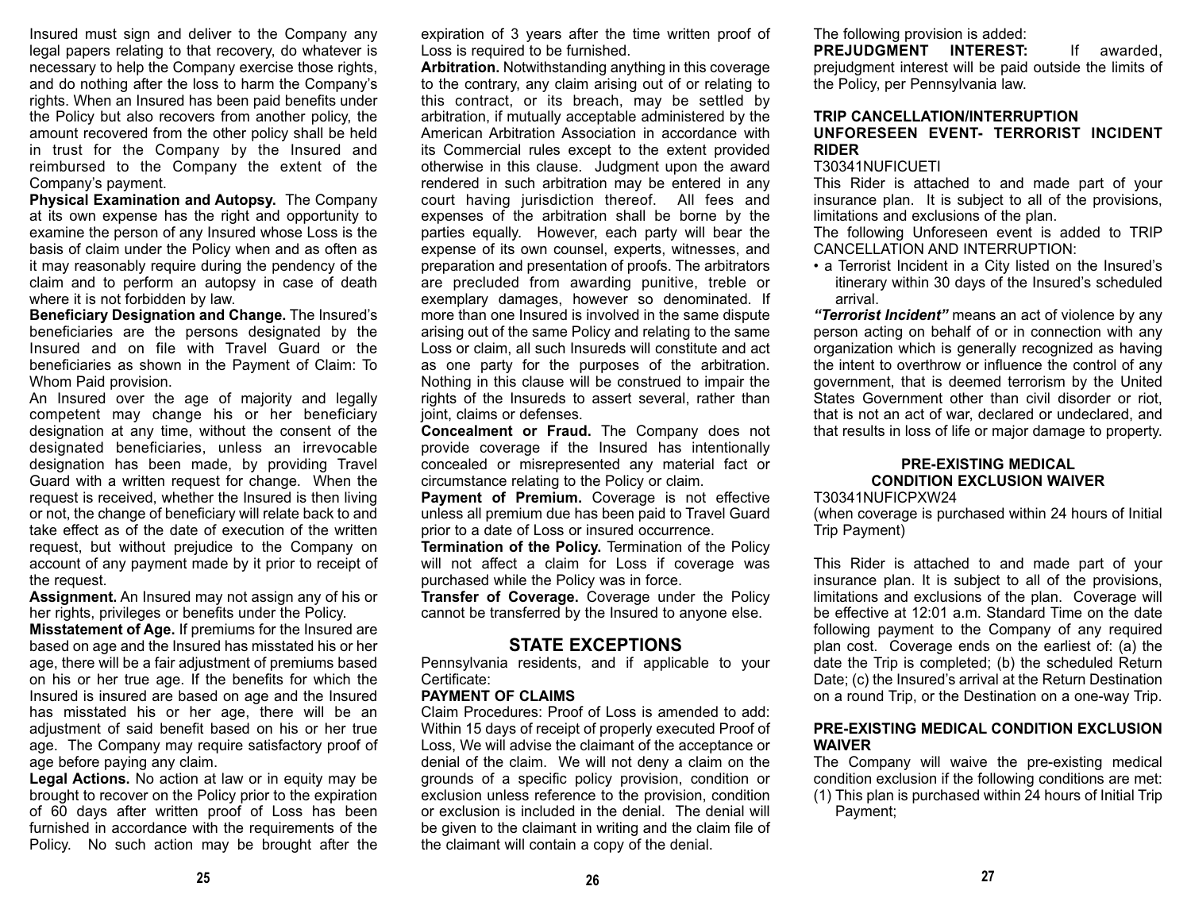Insured must sign and deliver to the Company any legal papers relating to that recovery, do whatever is necessary to help the Company exercise those rights, and do nothing after the loss to harm the Company's rights. When an Insured has been paid benefits under the Policy but also recovers from another policy, the amount recovered from the other policy shall be held in trust for the Company by the Insured and reimbursed to the Company the extent of the Company's payment.

**Physical Examination and Autopsy.** The Company at its own expense has the right and opportunity to examine the person of any Insured whose Loss is the basis of claim under the Policy when and as often as it may reasonably require during the pendency of the claim and to perform an autopsy in case of death where it is not forbidden by law.

**Beneficiary Designation and Change.** The Insured's beneficiaries are the persons designated by the Insured and on file with Travel Guard or the beneficiaries as shown in the Payment of Claim: To Whom Paid provision.

An Insured over the age of majority and legally competent may change his or her beneficiary designation at any time, without the consent of the designated beneficiaries, unless an irrevocable designation has been made, by providing Travel Guard with a written request for change. When the request is received, whether the Insured is then living or not, the change of beneficiary will relate back to and take effect as of the date of execution of the written request, but without prejudice to the Company on account of any payment made by it prior to receipt of the request.

**Assignment.** An Insured may not assign any of his or her rights, privileges or benefits under the Policy.

**Misstatement of Age.** If premiums for the Insured are based on age and the Insured has misstated his or her age, there will be a fair adjustment of premiums based on his or her true age. If the benefits for which the Insured is insured are based on age and the Insured has misstated his or her age, there will be an adjustment of said benefit based on his or her true age. The Company may require satisfactory proof of age before paying any claim.

**Legal Actions.** No action at law or in equity may be brought to recover on the Policy prior to the expiration of 60 days after written proof of Loss has been furnished in accordance with the requirements of the Policy. No such action may be brought after the expiration of 3 years after the time written proof of Loss is required to be furnished.

**Arbitration.** Notwithstanding anything in this coverage to the contrary, any claim arising out of or relating to this contract, or its breach, may be settled by arbitration, if mutually acceptable administered by the American Arbitration Association in accordance with its Commercial rules except to the extent provided otherwise in this clause. Judgment upon the award rendered in such arbitration may be entered in any court having jurisdiction thereof. All fees and expenses of the arbitration shall be borne by the parties equally. However, each party will bear the expense of its own counsel, experts, witnesses, and preparation and presentation of proofs. The arbitrators are precluded from awarding punitive, treble or exemplary damages, however so denominated. If more than one Insured is involved in the same dispute arising out of the same Policy and relating to the same Loss or claim, all such Insureds will constitute and act as one party for the purposes of the arbitration. Nothing in this clause will be construed to impair the rights of the Insureds to assert several, rather than joint, claims or defenses.

**Concealment or Fraud.** The Company does not provide coverage if the Insured has intentionally concealed or misrepresented any material fact or circumstance relating to the Policy or claim.

**Payment of Premium.** Coverage is not effective unless all premium due has been paid to Travel Guard prior to a date of Loss or insured occurrence.

**Termination of the Policy.** Termination of the Policy will not affect a claim for Loss if coverage was purchased while the Policy was in force.

**Transfer of Coverage.** Coverage under the Policy cannot be transferred by the Insured to anyone else.

## STATE EXCEPTIONS

Pennsylvania residents, and if applicable to your Certificate:

**PAYMENT OF CLAIMS**

Claim Procedures: Proof of Loss is amended to add: Within 15 days of receipt of properly executed Proof of Loss, We will advise the claimant of the acceptance or denial of the claim. We will not deny a claim on the grounds of a specific policy provision, condition or exclusion unless reference to the provision, condition or exclusion is included in the denial. The denial will be given to the claimant in writing and the claim file of the claimant will contain a copy of the denial.

The following provision is added:

**PREJUDGMENT INTEREST:** If awarded, prejudgment interest will be paid outside the limits of the Policy, per Pennsylvania law.

### TRIP CANCELLATION/INTERRUPTION UNFORESEEN EVENT- TERRORIST INCIDENT RIDER

T30341NUFICUETI

This Rider is attached to and made part of your insurance plan. It is subject to all of the provisions, limitations and exclusions of the plan.

The following Unforeseen event is added to TRIP CANCELLATION AND INTERRUPTION:

- a Terrorist Incident in a City listed on the Insured's itinerary within 30 days of the Insured's scheduled arrival.

***"Terrorist Incident"*** means an act of violence by any person acting on behalf of or in connection with any organization which is generally recognized as having the intent to overthrow or influence the control of any government, that is deemed terrorism by the United States Government other than civil disorder or riot, that is not an act of war, declared or undeclared, and that results in loss of life or major damage to property.

### PRE-EXISTING MEDICAL CONDITION EXCLUSION WAIVER

T30341NUFICPXW24

(when coverage is purchased within 24 hours of Initial Trip Payment)

This Rider is attached to and made part of your insurance plan. It is subject to all of the provisions, limitations and exclusions of the plan. Coverage will be effective at 12:01 a.m. Standard Time on the date following payment to the Company of any required plan cost. Coverage ends on the earliest of: (a) the date the Trip is completed; (b) the scheduled Return Date; (c) the Insured's arrival at the Return Destination on a round Trip, or the Destination on a one-way Trip.

**PRE-EXISTING MEDICAL CONDITION EXCLUSION WAIVER**

The Company will waive the pre-existing medical condition exclusion if the following conditions are met:

(1) This plan is purchased within 24 hours of Initial Trip Payment;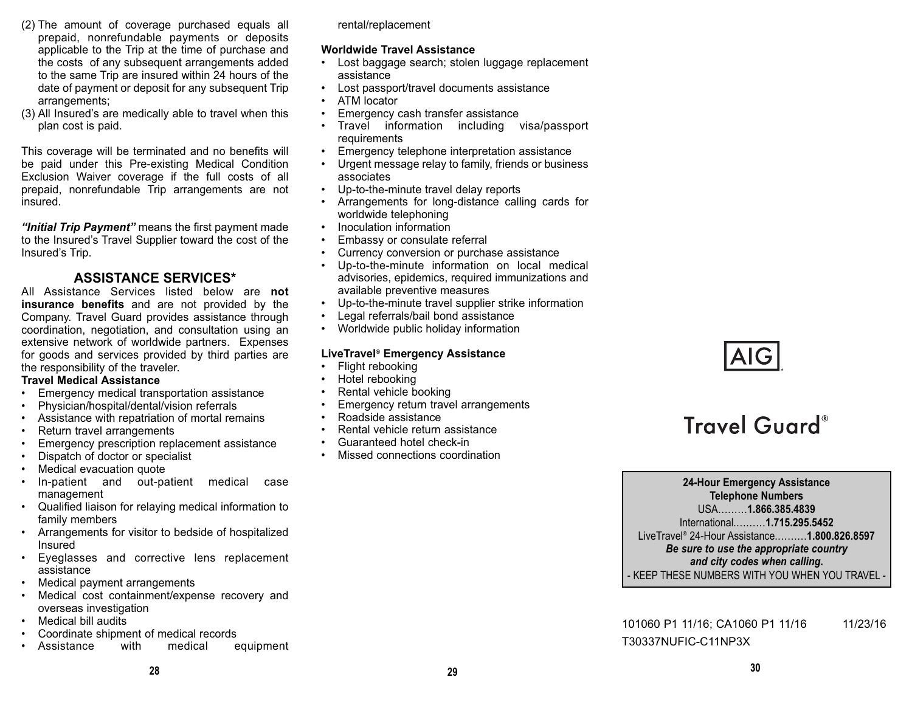(2) The amount of coverage purchased equals all prepaid, nonrefundable payments or deposits applicable to the Trip at the time of purchase and the costs of any subsequent arrangements added to the same Trip are insured within 24 hours of the date of payment or deposit for any subsequent Trip arrangements;

(3) All Insured's are medically able to travel when this plan cost is paid.

This coverage will be terminated and no benefits will be paid under this Pre-existing Medical Condition Exclusion Waiver coverage if the full costs of all prepaid, nonrefundable Trip arrangements are not insured.

***"Initial Trip Payment"*** means the first payment made to the Insured's Travel Supplier toward the cost of the Insured's Trip.

## ASSISTANCE SERVICES*

All Assistance Services listed below are **not insurance benefits** and are not provided by the Company. Travel Guard provides assistance through coordination, negotiation, and consultation using an extensive network of worldwide partners. Expenses for goods and services provided by third parties are the responsibility of the traveler.

**Travel Medical Assistance**

- Emergency medical transportation assistance
- Physician/hospital/dental/vision referrals
- Assistance with repatriation of mortal remains
- Return travel arrangements
- Emergency prescription replacement assistance
- Dispatch of doctor or specialist
- Medical evacuation quote
- In-patient and out-patient medical case management
- Qualified liaison for relaying medical information to family members
- Arrangements for visitor to bedside of hospitalized Insured
- Eyeglasses and corrective lens replacement assistance
- Medical payment arrangements
- Medical cost containment/expense recovery and overseas investigation
- Medical bill audits
- Coordinate shipment of medical records
- Assistance with medical equipment rental/replacement

**Worldwide Travel Assistance**

- Lost baggage search; stolen luggage replacement assistance
- Lost passport/travel documents assistance
- ATM locator
- Emergency cash transfer assistance
- Travel information including visa/passport requirements
- Emergency telephone interpretation assistance
- Urgent message relay to family, friends or business associates
- Up-to-the-minute travel delay reports
- Arrangements for long-distance calling cards for worldwide telephoning
- Inoculation information
- Embassy or consulate referral
- Currency conversion or purchase assistance
- Up-to-the-minute information on local medical advisories, epidemics, required immunizations and available preventive measures
- Up-to-the-minute travel supplier strike information
- Legal referrals/bail bond assistance
- Worldwide public holiday information

**LiveTravel® Emergency Assistance**

- Flight rebooking
- Hotel rebooking
- Rental vehicle booking
- Emergency return travel arrangements
- Roadside assistance
- Rental vehicle return assistance
- Guaranteed hotel check-in
- Missed connections coordination

AIG

Travel Guard®

**24-Hour Emergency Assistance Telephone Numbers**

USA………**1.866.385.4839**

International………**1.715.295.5452**

LiveTravel® 24-Hour Assistance………**1.800.826.8597**

***Be sure to use the appropriate country and city codes when calling.***

- KEEP THESE NUMBERS WITH YOU WHEN YOU TRAVEL -

101060 P1 11/16; CA1060 P1 11/16 11/23/16

T30337NUFIC-C11NP3X